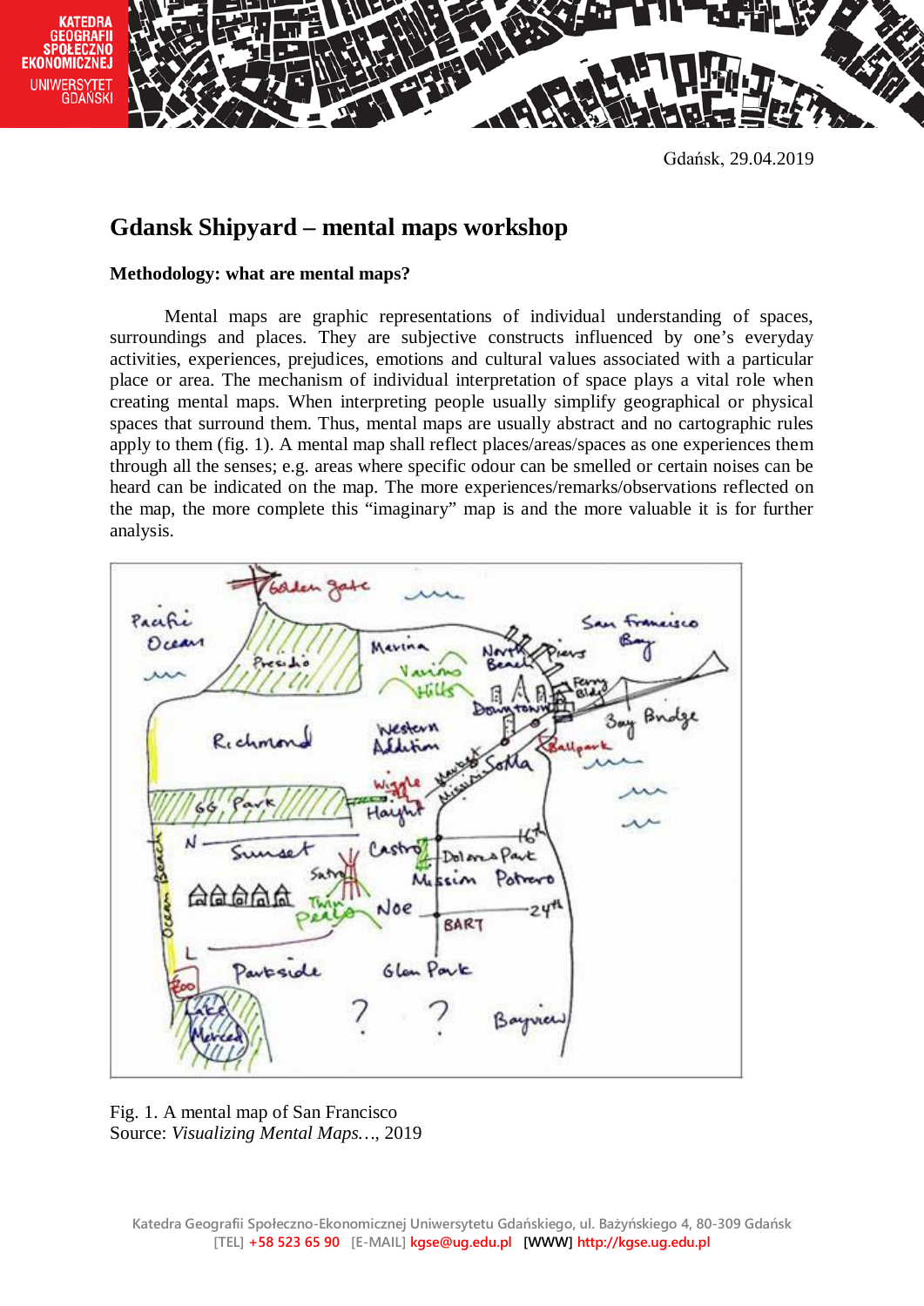Gdańsk, 29.04.2019

# Gdansk Shipyard – mental maps workshop

## Methodology: what are mental maps?

Mental maps are graphic representations of individual understanding of spaces, surroundings and places. They are subjective constructs influenced by one's everyday activities, experiences, prejudices, emotions and cultural values associated with a particular place or area. The mechanism of individual interpretation of space plays a vital role when creating mental maps. When interpreting people usually simplify geographical or physical spaces that surround them. Thus, mental maps are usually abstract and no cartographic rules apply to them (fig. 1). A mental map shall reflect places/areas/spaces as one experiences them through all the senses; e.g. areas where specific odour can be smelled or certain noises can be heard can be indicated on the map. The more experiences/remarks/observations reflected on the map, the more complete this "imaginary" map is and the more valuable it is for further analysis.

Fig. 1. A mental map of San Francisco
Source: *Visualizing Mental Maps…*, 2019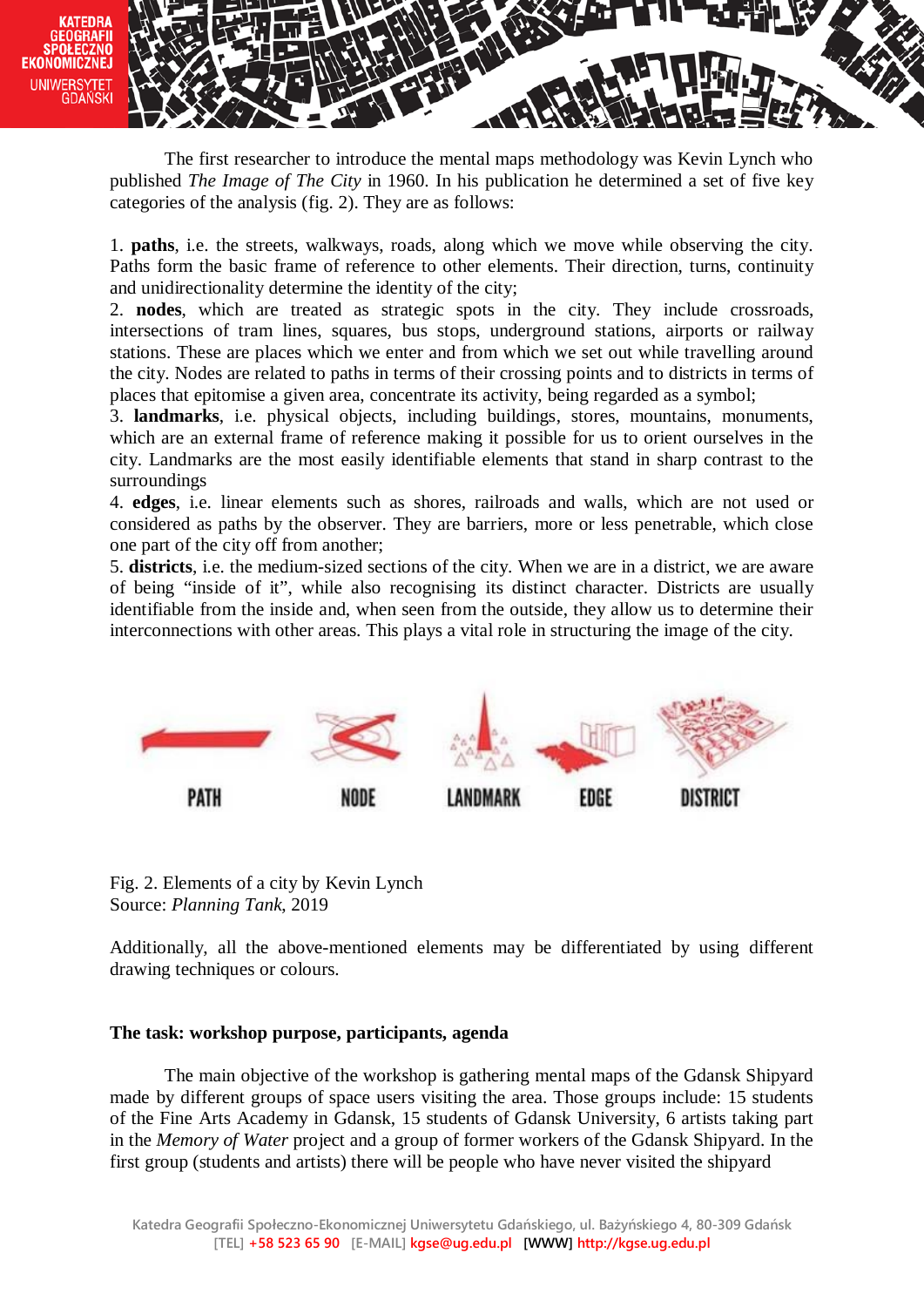The first researcher to introduce the mental maps methodology was Kevin Lynch who published *The Image of The City* in 1960. In his publication he determined a set of five key categories of the analysis (fig. 2). They are as follows:

1. **paths**, i.e. the streets, walkways, roads, along which we move while observing the city. Paths form the basic frame of reference to other elements. Their direction, turns, continuity and unidirectionality determine the identity of the city;
2. **nodes**, which are treated as strategic spots in the city. They include crossroads, intersections of tram lines, squares, bus stops, underground stations, airports or railway stations. These are places which we enter and from which we set out while travelling around the city. Nodes are related to paths in terms of their crossing points and to districts in terms of places that epitomise a given area, concentrate its activity, being regarded as a symbol;
3. **landmarks**, i.e. physical objects, including buildings, stores, mountains, monuments, which are an external frame of reference making it possible for us to orient ourselves in the city. Landmarks are the most easily identifiable elements that stand in sharp contrast to the surroundings
4. **edges**, i.e. linear elements such as shores, railroads and walls, which are not used or considered as paths by the observer. They are barriers, more or less penetrable, which close one part of the city off from another;
5. **districts**, i.e. the medium-sized sections of the city. When we are in a district, we are aware of being "inside of it", while also recognising its distinct character. Districts are usually identifiable from the inside and, when seen from the outside, they allow us to determine their interconnections with other areas. This plays a vital role in structuring the image of the city.

PATH NODE LANDMARK EDGE DISTRICT

Fig. 2. Elements of a city by Kevin Lynch
Source: *Planning Tank*, 2019

Additionally, all the above-mentioned elements may be differentiated by using different drawing techniques or colours.

**The task: workshop purpose, participants, agenda**

The main objective of the workshop is gathering mental maps of the Gdansk Shipyard made by different groups of space users visiting the area. Those groups include: 15 students of the Fine Arts Academy in Gdansk, 15 students of Gdansk University, 6 artists taking part in the *Memory of Water* project and a group of former workers of the Gdansk Shipyard. In the first group (students and artists) there will be people who have never visited the shipyard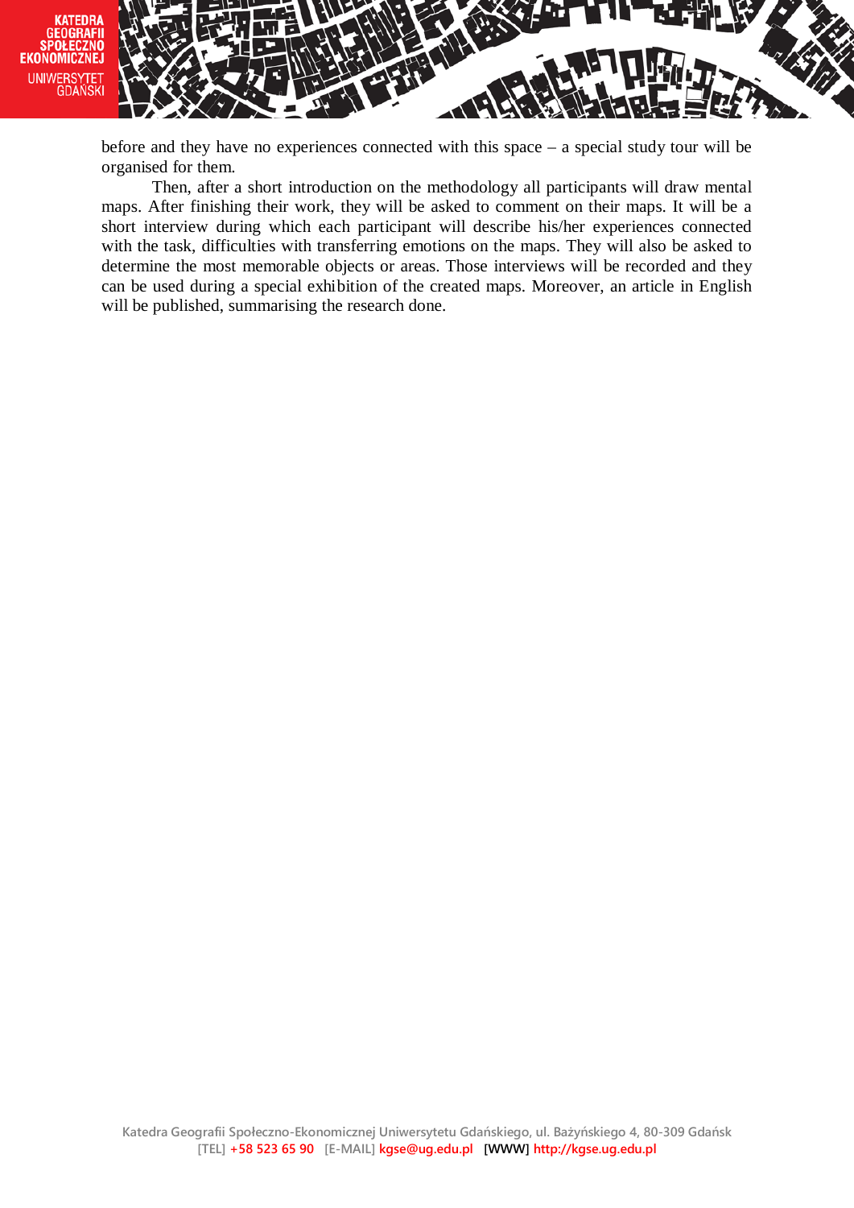before and they have no experiences connected with this space – a special study tour will be organised for them.

Then, after a short introduction on the methodology all participants will draw mental maps. After finishing their work, they will be asked to comment on their maps. It will be a short interview during which each participant will describe his/her experiences connected with the task, difficulties with transferring emotions on the maps. They will also be asked to determine the most memorable objects or areas. Those interviews will be recorded and they can be used during a special exhibition of the created maps. Moreover, an article in English will be published, summarising the research done.